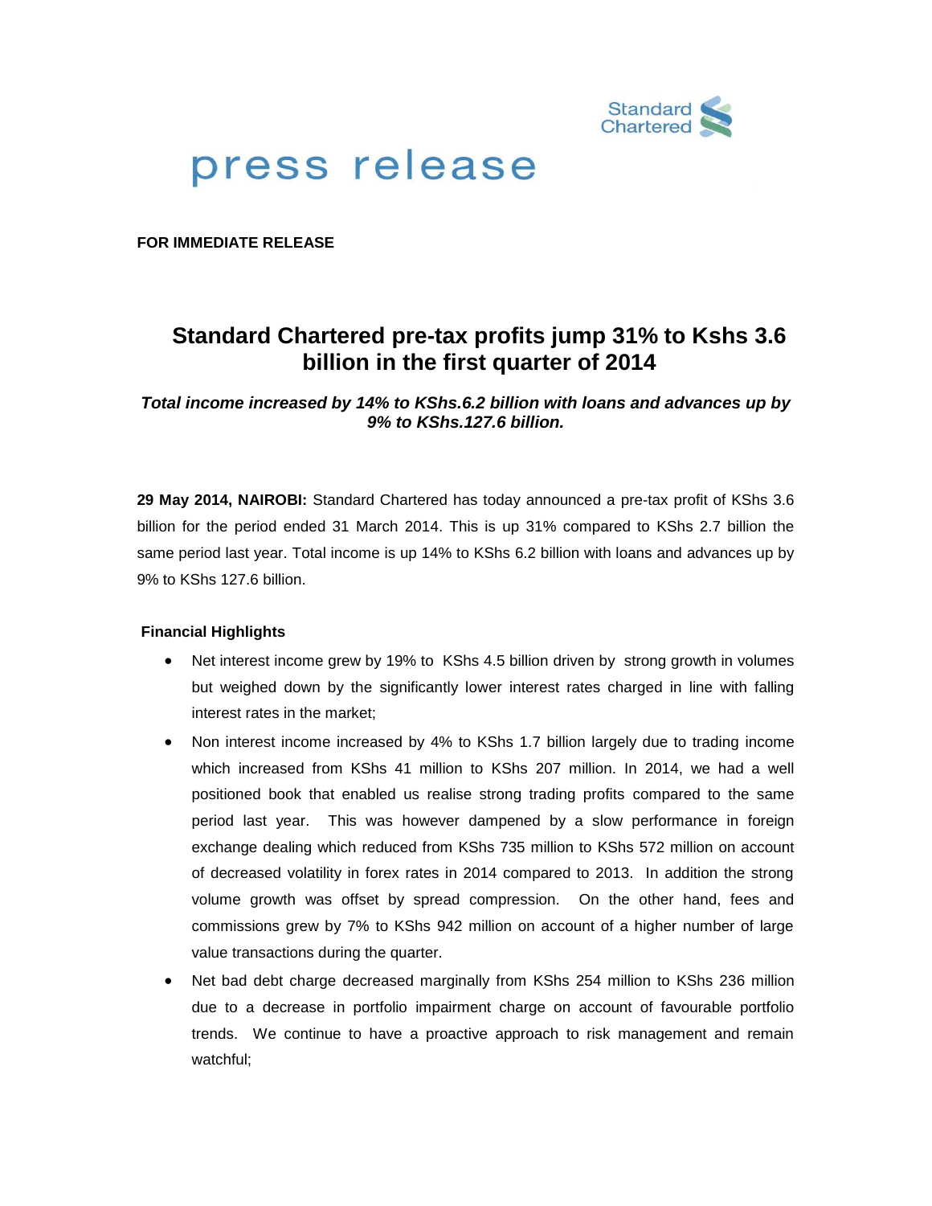# press release

**FOR IMMEDIATE RELEASE**

## Standard Chartered pre-tax profits jump 31% to Kshs 3.6 billion in the first quarter of 2014

***Total income increased by 14% to KShs.6.2 billion with loans and advances up by 9% to KShs.127.6 billion.***

**29 May 2014, NAIROBI:** Standard Chartered has today announced a pre-tax profit of KShs 3.6 billion for the period ended 31 March 2014. This is up 31% compared to KShs 2.7 billion the same period last year. Total income is up 14% to KShs 6.2 billion with loans and advances up by 9% to KShs 127.6 billion.

**Financial Highlights**

- Net interest income grew by 19% to KShs 4.5 billion driven by strong growth in volumes but weighed down by the significantly lower interest rates charged in line with falling interest rates in the market;
- Non interest income increased by 4% to KShs 1.7 billion largely due to trading income which increased from KShs 41 million to KShs 207 million. In 2014, we had a well positioned book that enabled us realise strong trading profits compared to the same period last year. This was however dampened by a slow performance in foreign exchange dealing which reduced from KShs 735 million to KShs 572 million on account of decreased volatility in forex rates in 2014 compared to 2013. In addition the strong volume growth was offset by spread compression. On the other hand, fees and commissions grew by 7% to KShs 942 million on account of a higher number of large value transactions during the quarter.
- Net bad debt charge decreased marginally from KShs 254 million to KShs 236 million due to a decrease in portfolio impairment charge on account of favourable portfolio trends. We continue to have a proactive approach to risk management and remain watchful;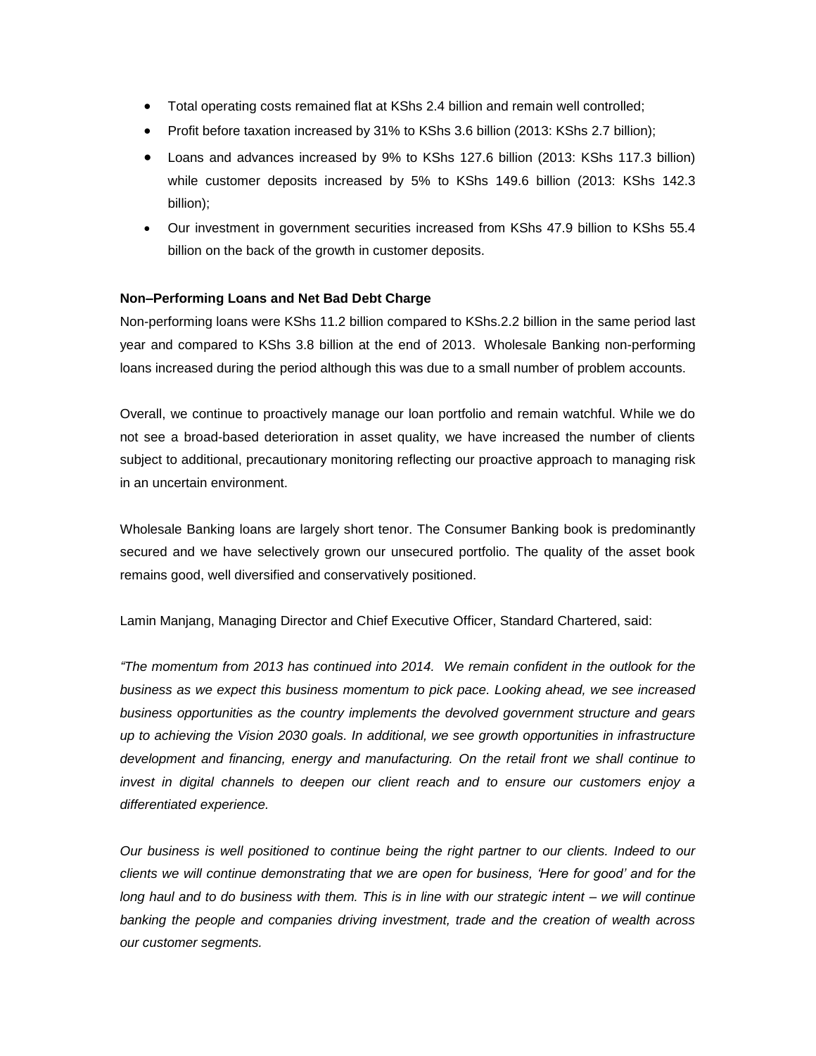- Total operating costs remained flat at KShs 2.4 billion and remain well controlled;
- Profit before taxation increased by 31% to KShs 3.6 billion (2013: KShs 2.7 billion);
- Loans and advances increased by 9% to KShs 127.6 billion (2013: KShs 117.3 billion) while customer deposits increased by 5% to KShs 149.6 billion (2013: KShs 142.3 billion);
- Our investment in government securities increased from KShs 47.9 billion to KShs 55.4 billion on the back of the growth in customer deposits.

**Non–Performing Loans and Net Bad Debt Charge**

Non-performing loans were KShs 11.2 billion compared to KShs.2.2 billion in the same period last year and compared to KShs 3.8 billion at the end of 2013. Wholesale Banking non-performing loans increased during the period although this was due to a small number of problem accounts.

Overall, we continue to proactively manage our loan portfolio and remain watchful. While we do not see a broad-based deterioration in asset quality, we have increased the number of clients subject to additional, precautionary monitoring reflecting our proactive approach to managing risk in an uncertain environment.

Wholesale Banking loans are largely short tenor. The Consumer Banking book is predominantly secured and we have selectively grown our unsecured portfolio. The quality of the asset book remains good, well diversified and conservatively positioned.

Lamin Manjang, Managing Director and Chief Executive Officer, Standard Chartered, said:

*"The momentum from 2013 has continued into 2014. We remain confident in the outlook for the business as we expect this business momentum to pick pace. Looking ahead, we see increased business opportunities as the country implements the devolved government structure and gears up to achieving the Vision 2030 goals. In additional, we see growth opportunities in infrastructure development and financing, energy and manufacturing. On the retail front we shall continue to invest in digital channels to deepen our client reach and to ensure our customers enjoy a differentiated experience.*

*Our business is well positioned to continue being the right partner to our clients. Indeed to our clients we will continue demonstrating that we are open for business, 'Here for good' and for the long haul and to do business with them. This is in line with our strategic intent – we will continue banking the people and companies driving investment, trade and the creation of wealth across our customer segments.*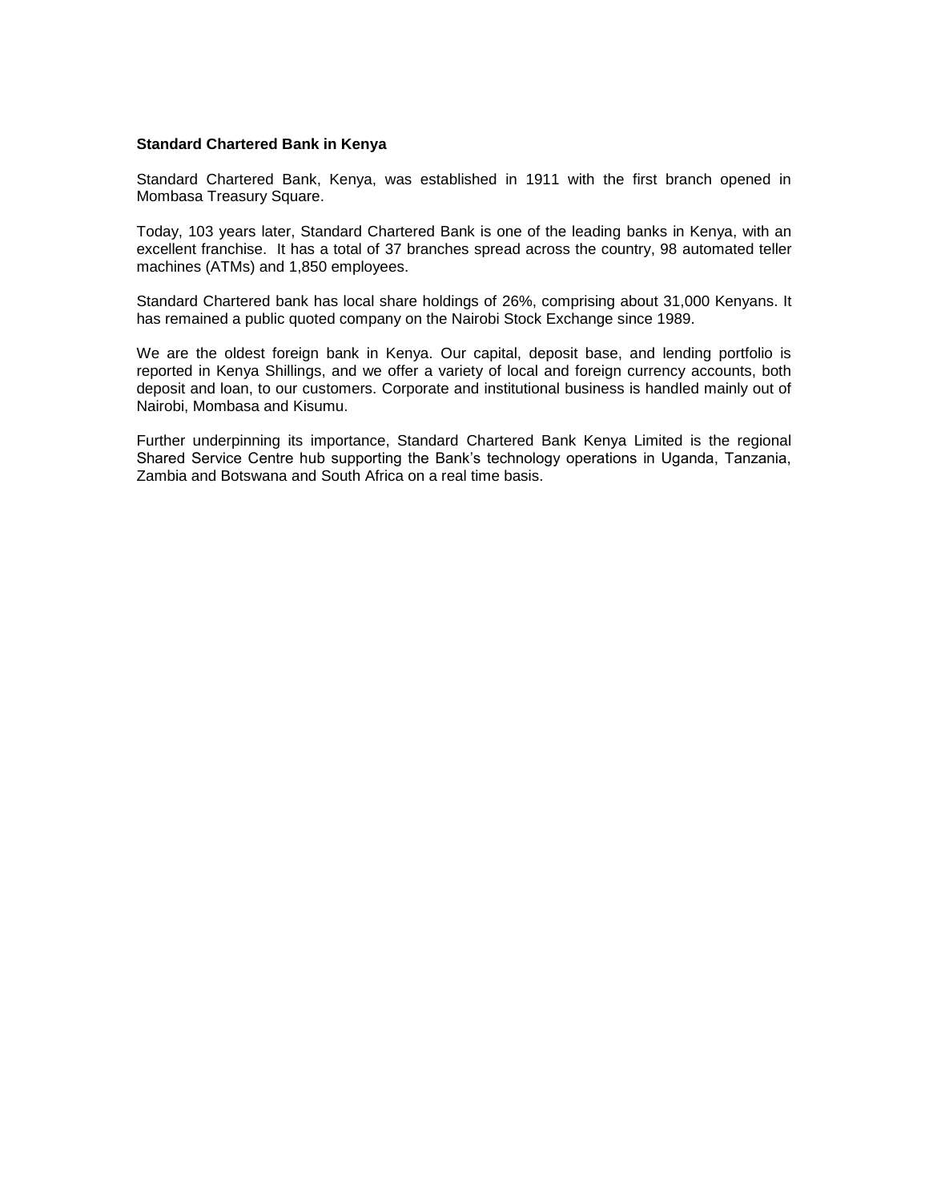**Standard Chartered Bank in Kenya**

Standard Chartered Bank, Kenya, was established in 1911 with the first branch opened in Mombasa Treasury Square.

Today, 103 years later, Standard Chartered Bank is one of the leading banks in Kenya, with an excellent franchise. It has a total of 37 branches spread across the country, 98 automated teller machines (ATMs) and 1,850 employees.

Standard Chartered bank has local share holdings of 26%, comprising about 31,000 Kenyans. It has remained a public quoted company on the Nairobi Stock Exchange since 1989.

We are the oldest foreign bank in Kenya. Our capital, deposit base, and lending portfolio is reported in Kenya Shillings, and we offer a variety of local and foreign currency accounts, both deposit and loan, to our customers. Corporate and institutional business is handled mainly out of Nairobi, Mombasa and Kisumu.

Further underpinning its importance, Standard Chartered Bank Kenya Limited is the regional Shared Service Centre hub supporting the Bank's technology operations in Uganda, Tanzania, Zambia and Botswana and South Africa on a real time basis.